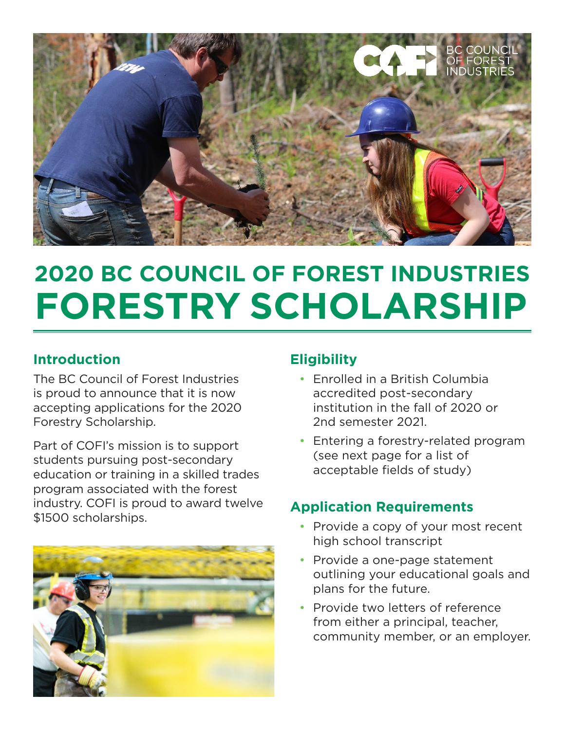# 2020 BC COUNCIL OF FOREST INDUSTRIES FORESTRY SCHOLARSHIP

## Introduction

The BC Council of Forest Industries is proud to announce that it is now accepting applications for the 2020 Forestry Scholarship.

Part of COFI's mission is to support students pursuing post-secondary education or training in a skilled trades program associated with the forest industry. COFI is proud to award twelve $1500 scholarships.

## Eligibility

- Enrolled in a British Columbia accredited post-secondary institution in the fall of 2020 or 2nd semester 2021.
- Entering a forestry-related program (see next page for a list of acceptable fields of study)

## Application Requirements

- Provide a copy of your most recent high school transcript
- Provide a one-page statement outlining your educational goals and plans for the future.
- Provide two letters of reference from either a principal, teacher, community member, or an employer.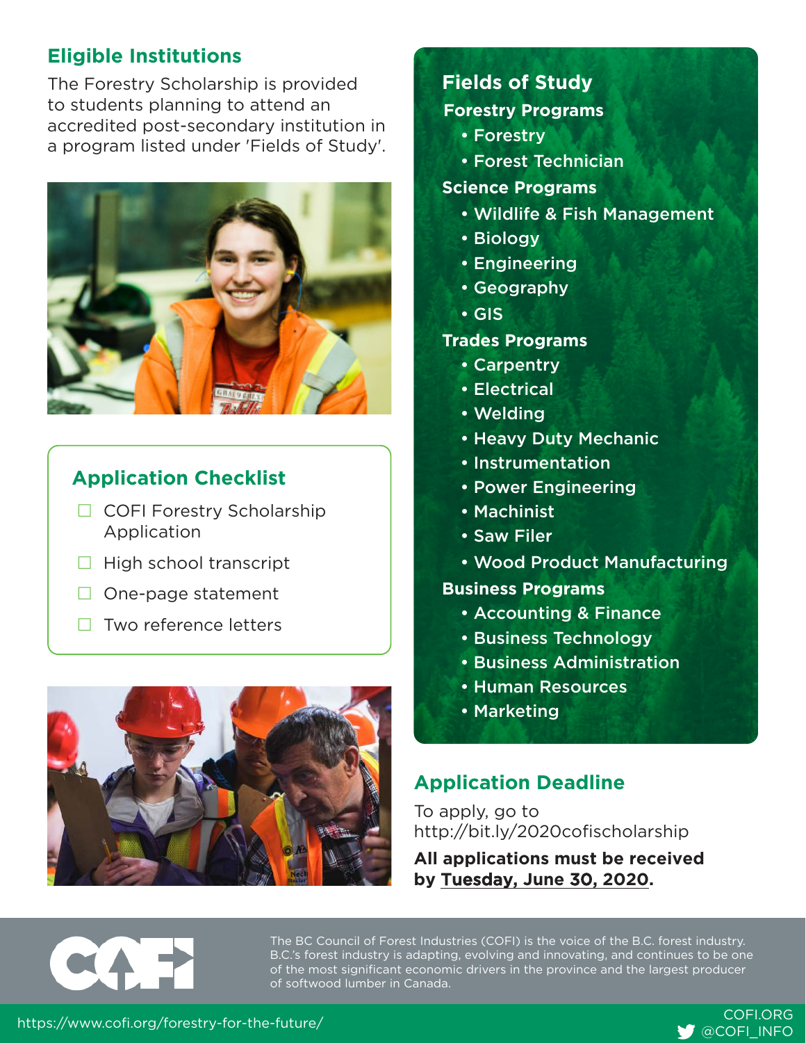## Eligible Institutions

The Forestry Scholarship is provided to students planning to attend an accredited post-secondary institution in a program listed under 'Fields of Study'.

## Application Checklist

- ☐ COFI Forestry Scholarship Application
- ☐ High school transcript
- ☐ One-page statement
- ☐ Two reference letters

## Fields of Study

### Forestry Programs

- Forestry
- Forest Technician

### Science Programs

- Wildlife & Fish Management
- Biology
- Engineering
- Geography
- GIS

### Trades Programs

- Carpentry
- Electrical
- Welding
- Heavy Duty Mechanic
- Instrumentation
- Power Engineering
- Machinist
- Saw Filer
- Wood Product Manufacturing

### Business Programs

- Accounting & Finance
- Business Technology
- Business Administration
- Human Resources
- Marketing

## Application Deadline

To apply, go to http://bit.ly/2020cofischolarship

**All applications must be received by Tuesday, June 30, 2020.**

COFI

The BC Council of Forest Industries (COFI) is the voice of the B.C. forest industry. B.C.'s forest industry is adapting, evolving and innovating, and continues to be one of the most significant economic drivers in the province and the largest producer of softwood lumber in Canada.

https://www.cofi.org/forestry-for-the-future/

COFI.ORG
@COFI_INFO